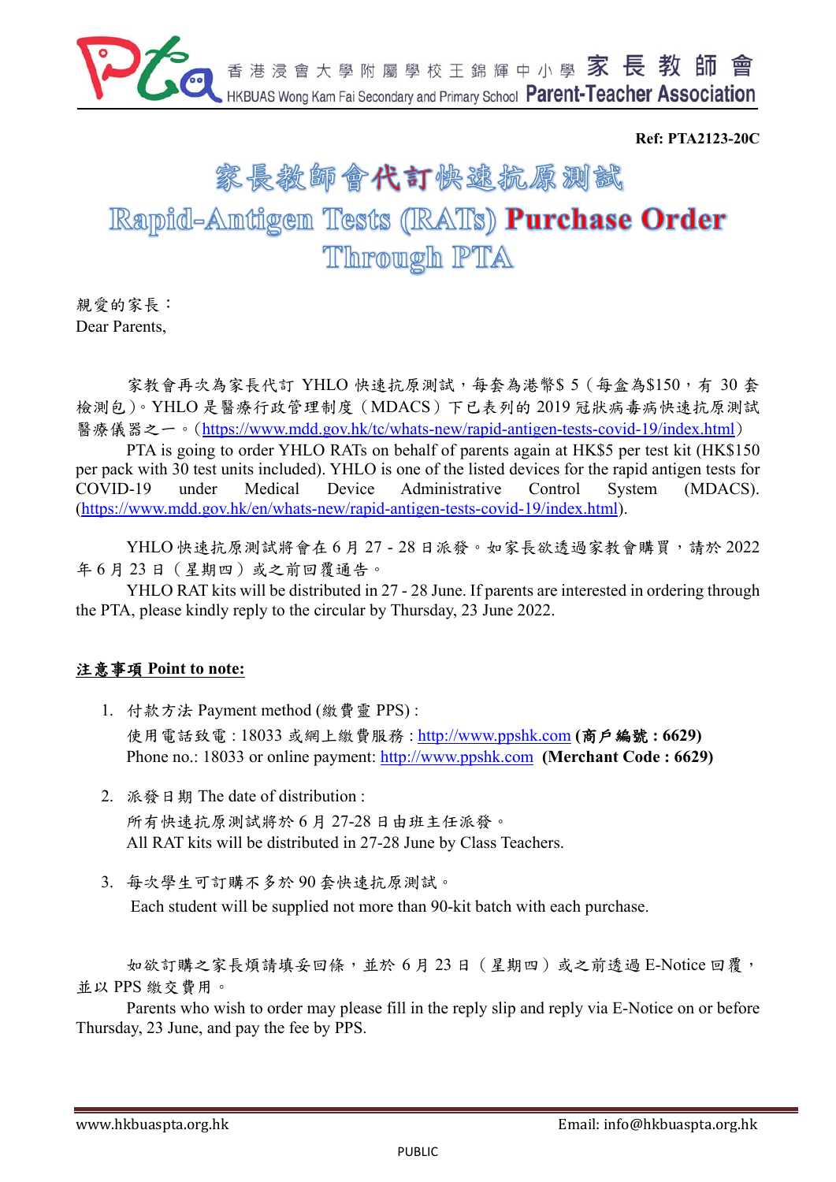香港浸會大學附屬學校王錦輝中小學 家長教師會
HKBUAS Wong Kam Fai Secondary and Primary School Parent-Teacher Association

**Ref: PTA2123-20C**

# 家長教師會代訂快速抗原測試
# Rapid-Antigen Tests (RATs) Purchase Order Through PTA

親愛的家長：
Dear Parents,

家教會再次為家長代訂 YHLO 快速抗原測試，每套為港幣$ 5（每盒為$150，有 30 套檢測包）。YHLO 是醫療行政管理制度（MDACS）下已表列的 2019 冠狀病毒病快速抗原測試醫療儀器之一。(https://www.mdd.gov.hk/tc/whats-new/rapid-antigen-tests-covid-19/index.html)

PTA is going to order YHLO RATs on behalf of parents again at HK$5 per test kit (HK$150 per pack with 30 test units included). YHLO is one of the listed devices for the rapid antigen tests for COVID-19 under Medical Device Administrative Control System (MDACS). (https://www.mdd.gov.hk/en/whats-new/rapid-antigen-tests-covid-19/index.html).

YHLO 快速抗原測試將會在 6 月 27 - 28 日派發。如家長欲透過家教會購買，請於 2022 年 6 月 23 日（星期四）或之前回覆通告。

YHLO RAT kits will be distributed in 27 - 28 June. If parents are interested in ordering through the PTA, please kindly reply to the circular by Thursday, 23 June 2022.

## 注意事項 Point to note:

1. 付款方法 Payment method (繳費靈 PPS) :
   使用電話致電 : 18033 或網上繳費服務 : http://www.ppshk.com **(商戶編號 : 6629)**
   Phone no.: 18033 or online payment: http://www.ppshk.com **(Merchant Code : 6629)**

2. 派發日期 The date of distribution :
   所有快速抗原測試將於 6 月 27-28 日由班主任派發。
   All RAT kits will be distributed in 27-28 June by Class Teachers.

3. 每次學生可訂購不多於 90 套快速抗原測試。
   Each student will be supplied not more than 90-kit batch with each purchase.

如欲訂購之家長煩請填妥回條，並於 6 月 23 日（星期四）或之前透過 E-Notice 回覆，並以 PPS 繳交費用。

Parents who wish to order may please fill in the reply slip and reply via E-Notice on or before Thursday, 23 June, and pay the fee by PPS.

www.hkbuaspta.org.hk　　Email: info@hkbuaspta.org.hk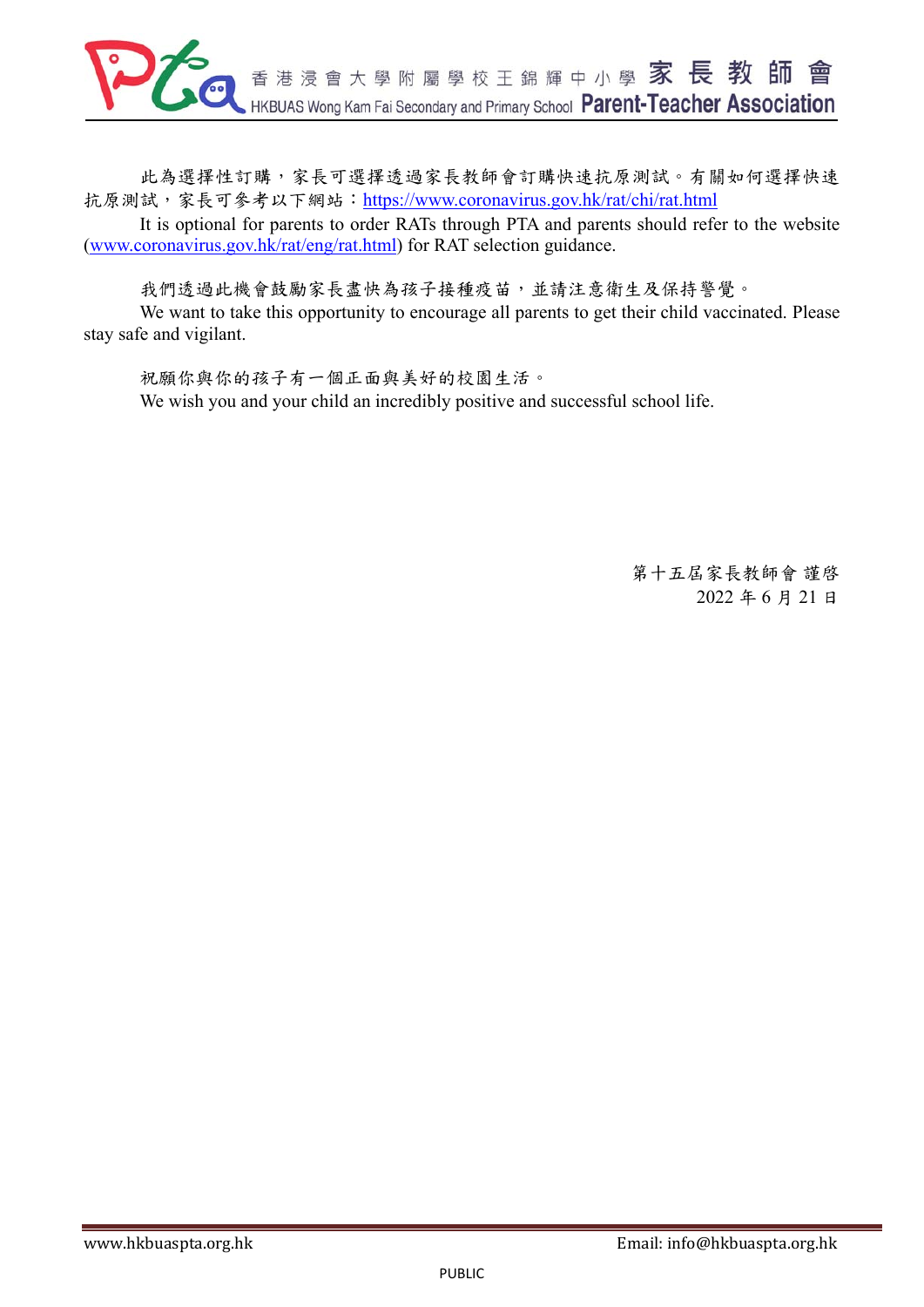此為選擇性訂購，家長可選擇透過家長教師會訂購快速抗原測試。有關如何選擇快速抗原測試，家長可參考以下網站：https://www.coronavirus.gov.hk/rat/chi/rat.html

It is optional for parents to order RATs through PTA and parents should refer to the website (www.coronavirus.gov.hk/rat/eng/rat.html) for RAT selection guidance.

我們透過此機會鼓勵家長盡快為孩子接種疫苗，並請注意衛生及保持警覺。

We want to take this opportunity to encourage all parents to get their child vaccinated. Please stay safe and vigilant.

祝願你與你的孩子有一個正面與美好的校園生活。

We wish you and your child an incredibly positive and successful school life.

第十五屆家長教師會 謹啓

2022 年 6 月 21 日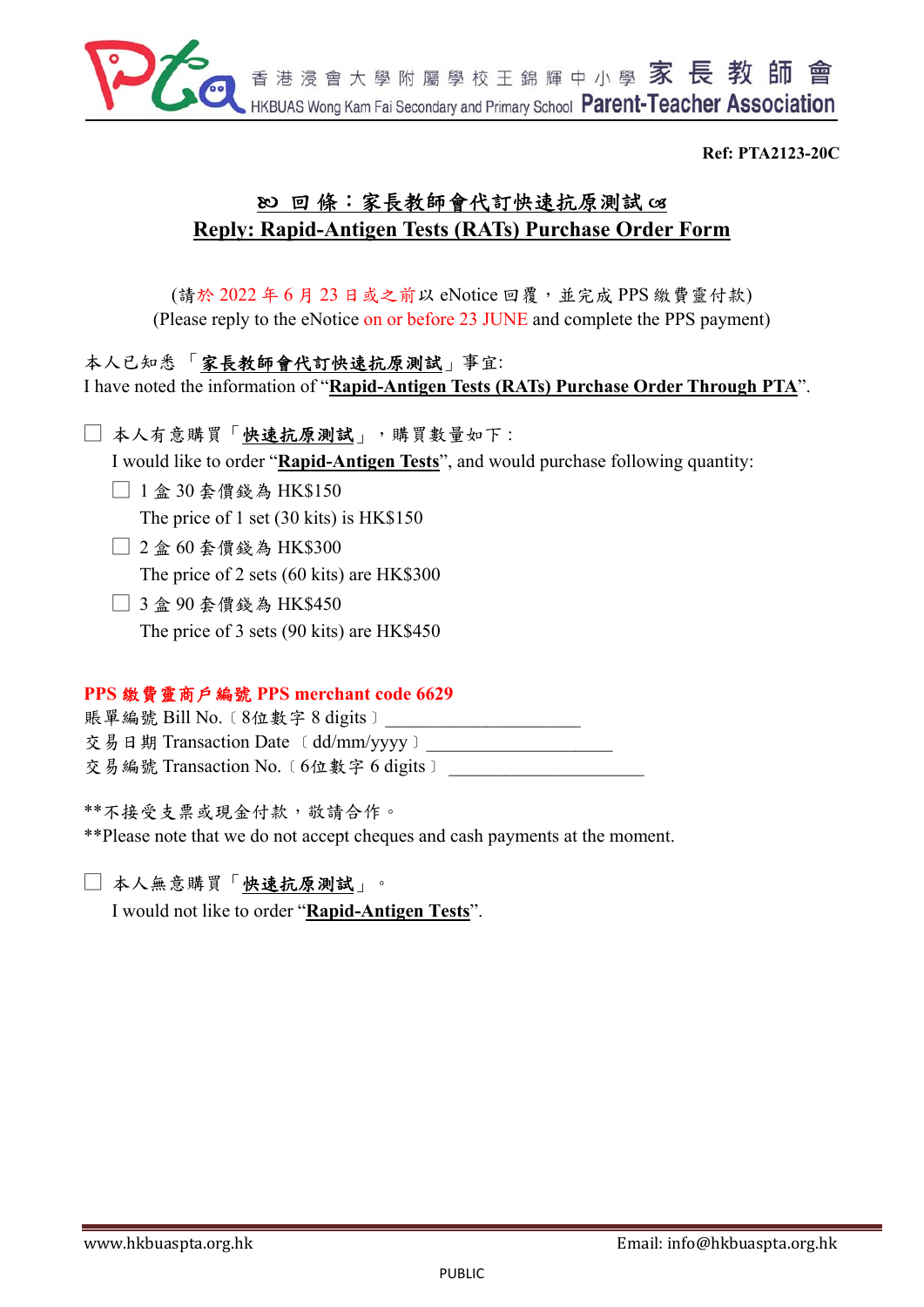**Ref: PTA2123-20C**

## ✿ 回條：家長教師會代訂快速抗原測試 ✿
## Reply: Rapid-Antigen Tests (RATs) Purchase Order Form

(請於 2022 年 6 月 23 日或之前以 eNotice 回覆，並完成 PPS 繳費靈付款)
(Please reply to the eNotice on or before 23 JUNE and complete the PPS payment)

本人已知悉 「**家長教師會代訂快速抗原測試**」事宜:
I have noted the information of "**Rapid-Antigen Tests (RATs) Purchase Order Through PTA**".

☐ 本人有意購買「**快速抗原測試**」，購買數量如下：
I would like to order "**Rapid-Antigen Tests**", and would purchase following quantity:

- ☐ 1 盒 30 套價錢為 HK$150
  The price of 1 set (30 kits) is HK$150
- ☐ 2 盒 60 套價錢為 HK$300
  The price of 2 sets (60 kits) are HK$300
- ☐ 3 盒 90 套價錢為 HK$450
  The price of 3 sets (90 kits) are HK$450

**PPS 繳費靈商戶編號 PPS merchant code 6629**

賬單編號 Bill No.〔8位數字 8 digits〕 ____________________

交易日期 Transaction Date 〔dd/mm/yyyy〕 ____________________

交易編號 Transaction No.〔6位數字 6 digits〕 ____________________

**不接受支票或現金付款，敬請合作。
**Please note that we do not accept cheques and cash payments at the moment.

☐ 本人無意購買「**快速抗原測試**」。
I would not like to order "**Rapid-Antigen Tests**".

www.hkbuaspta.org.hk Email: info@hkbuaspta.org.hk